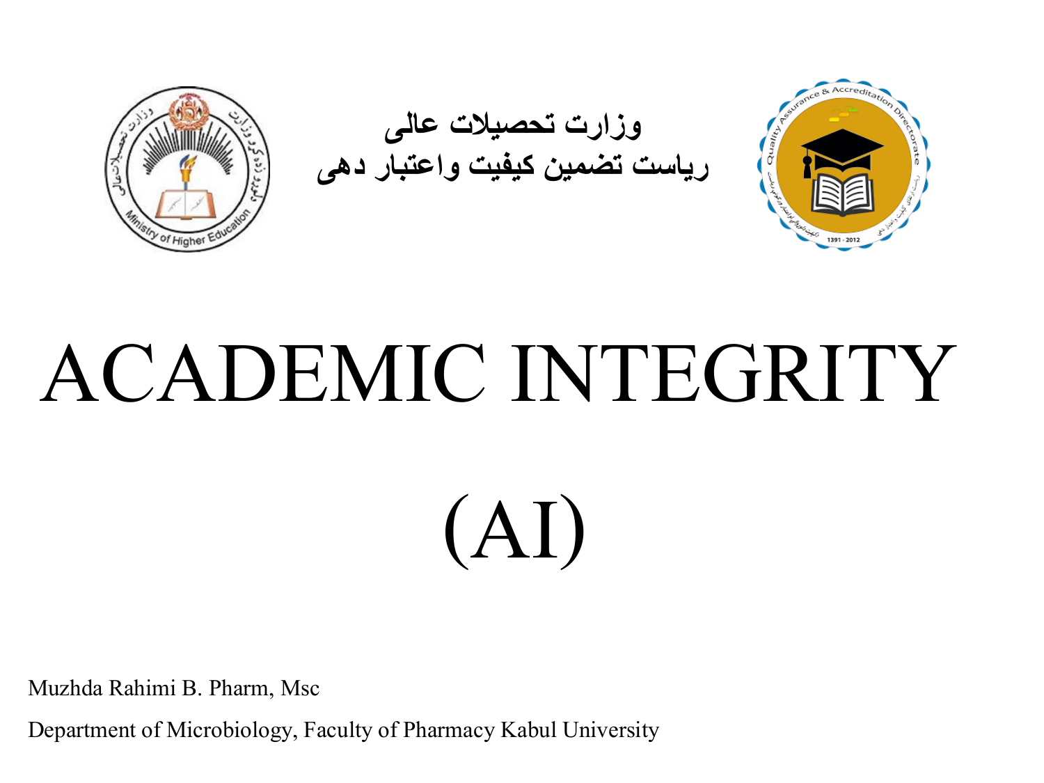وزارت تحصیلات عالی
ریاست تضمین کیفیت واعتبار دهی

# ACADEMIC INTEGRITY

# (AI)

Muzhda Rahimi B. Pharm, Msc

Department of Microbiology, Faculty of Pharmacy Kabul University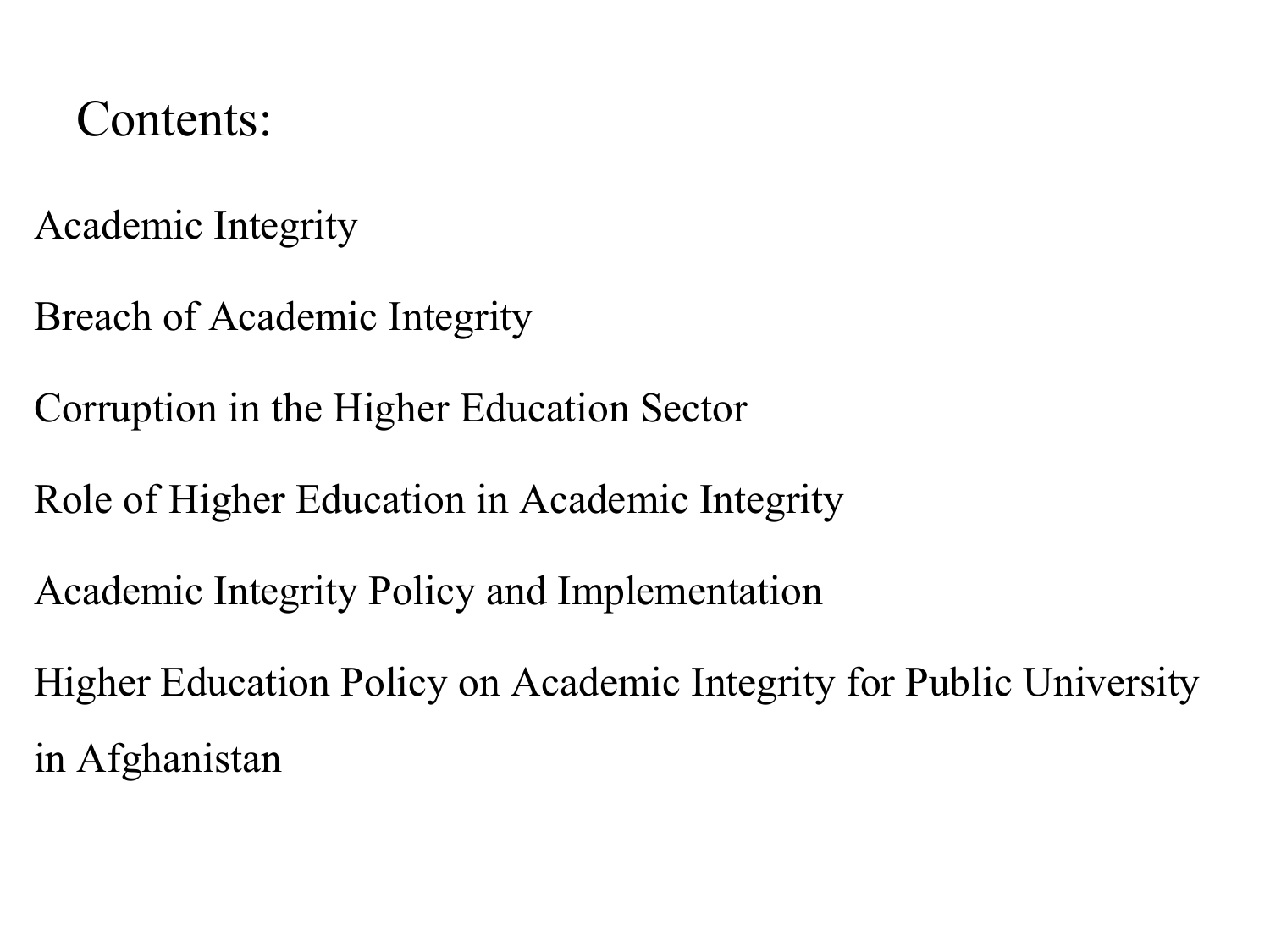# Contents:

Academic Integrity

Breach of Academic Integrity

Corruption in the Higher Education Sector

Role of Higher Education in Academic Integrity

Academic Integrity Policy and Implementation

Higher Education Policy on Academic Integrity for Public University in Afghanistan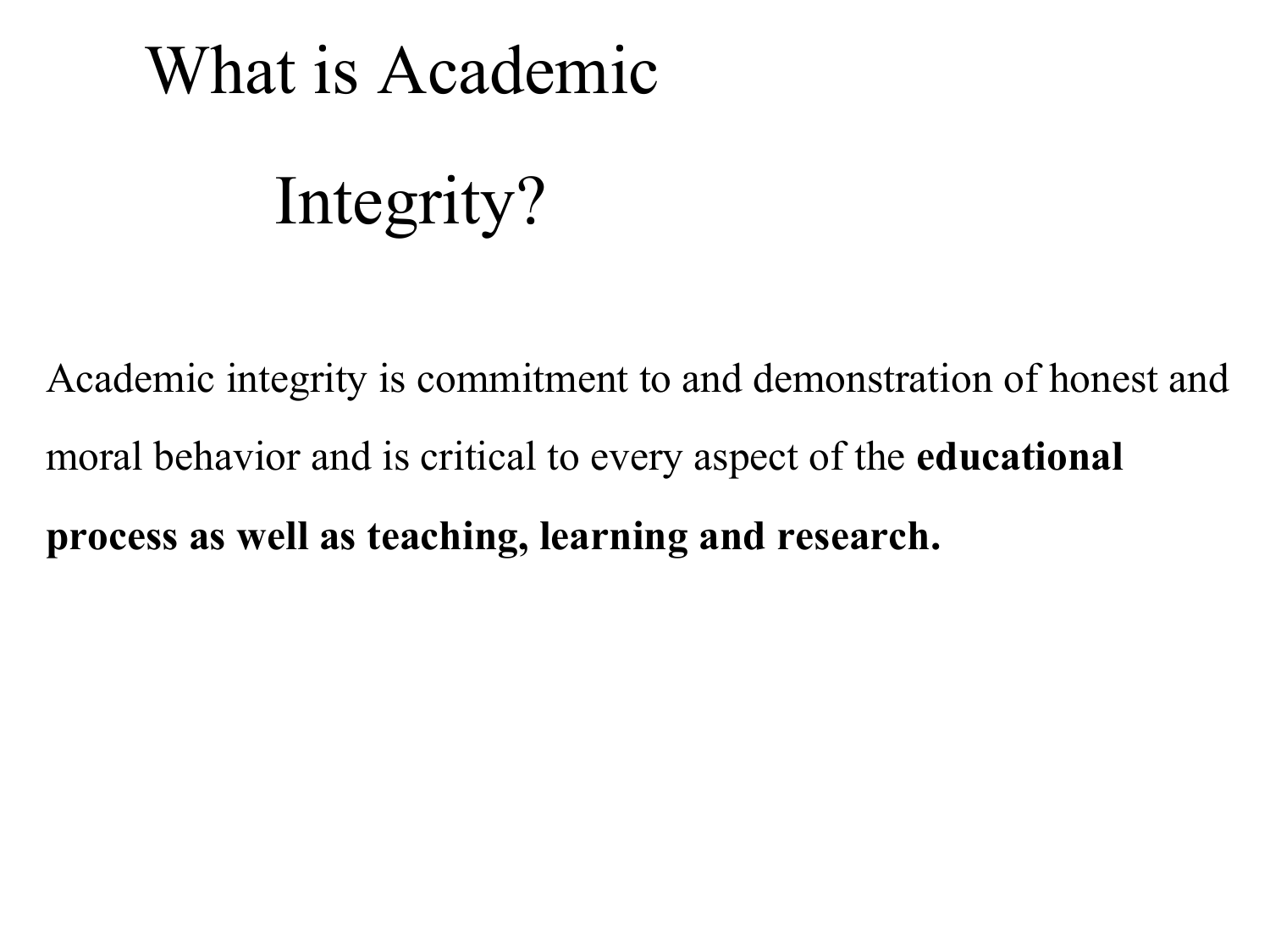# What is Academic Integrity?

Academic integrity is commitment to and demonstration of honest and moral behavior and is critical to every aspect of the **educational process as well as teaching, learning and research.**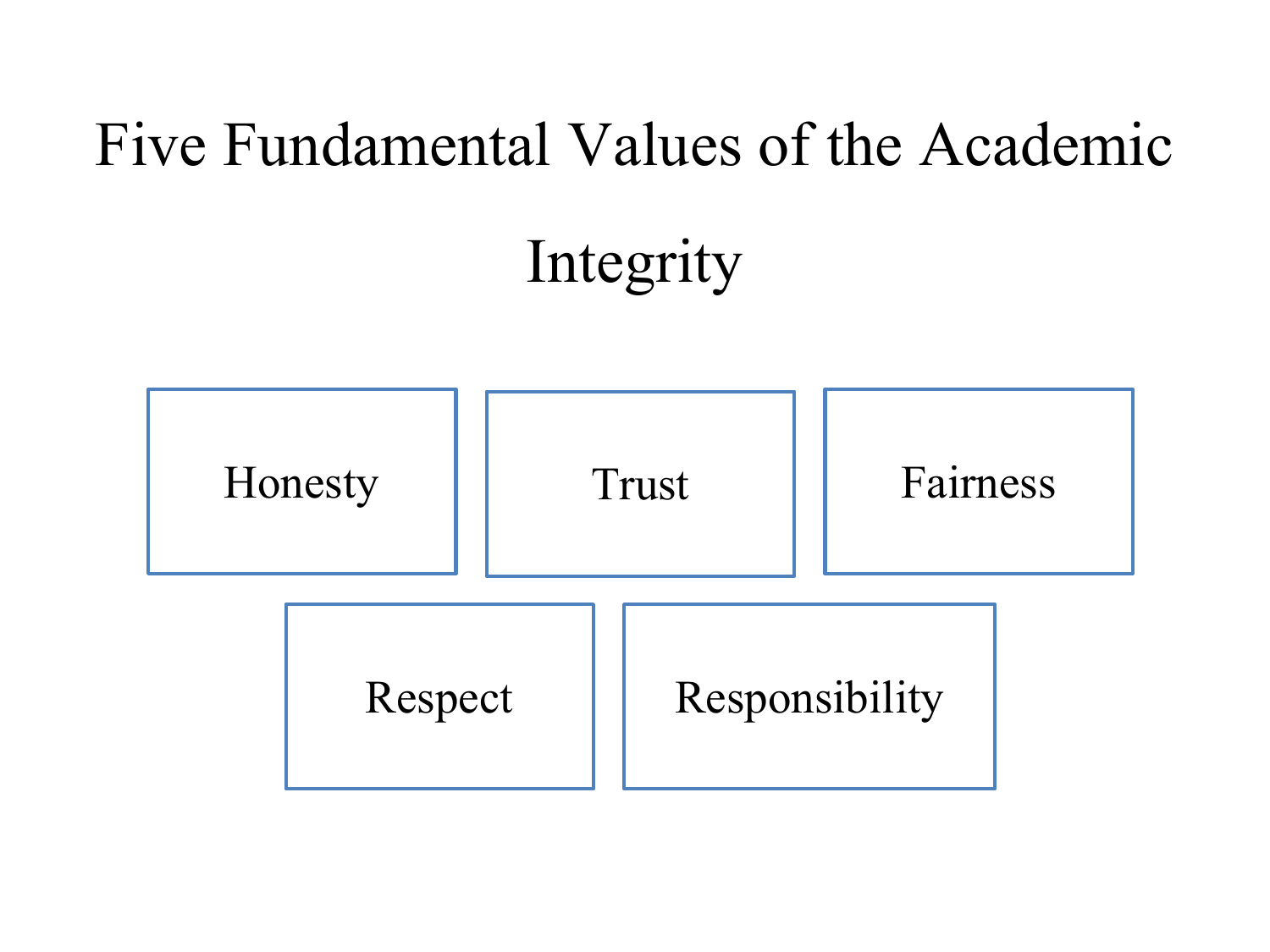# Five Fundamental Values of the Academic Integrity

- Honesty
- Trust
- Fairness
- Respect
- Responsibility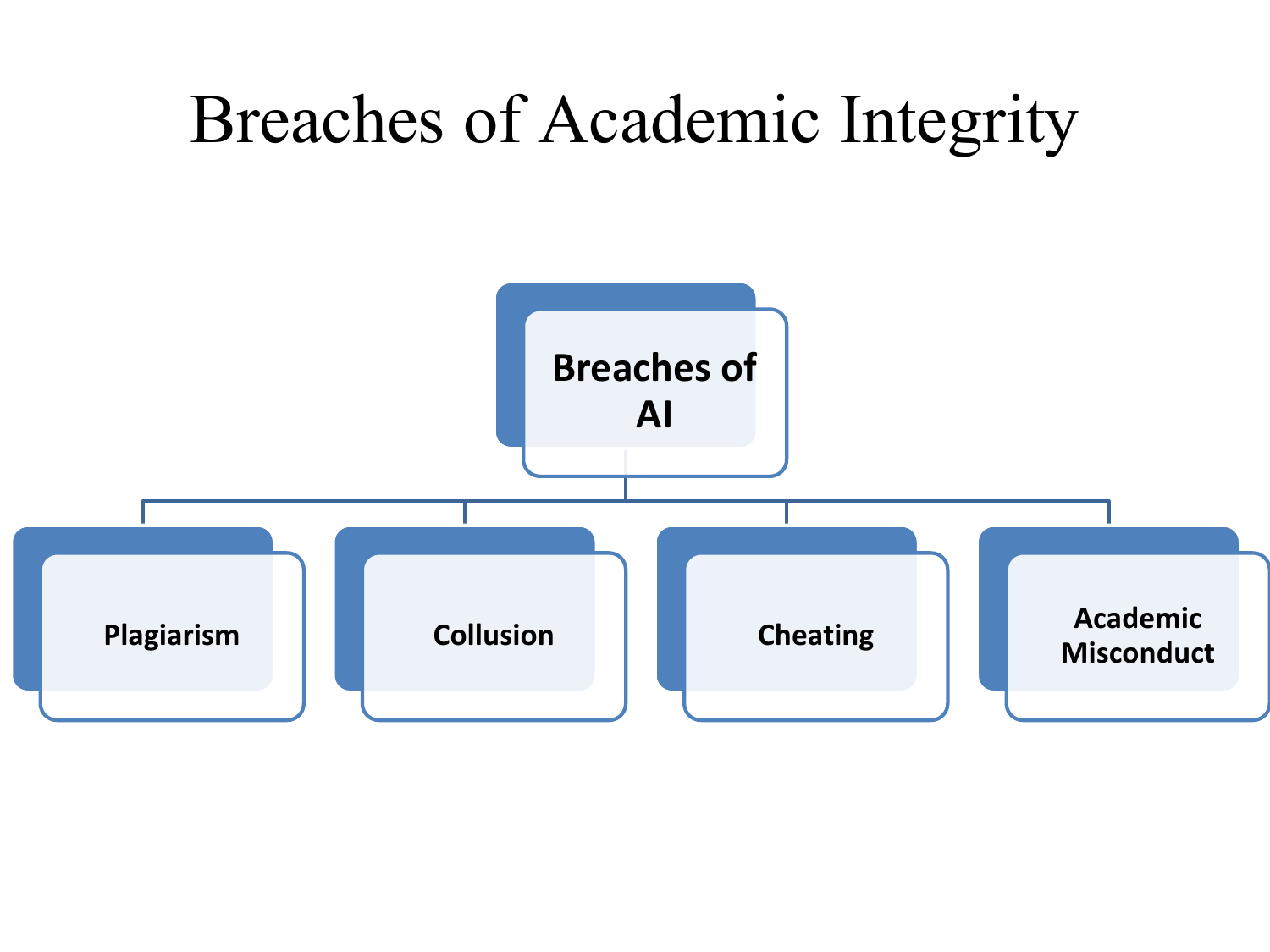# Breaches of Academic Integrity

**Breaches of AI**

- **Plagiarism**
- **Collusion**
- **Cheating**
- **Academic Misconduct**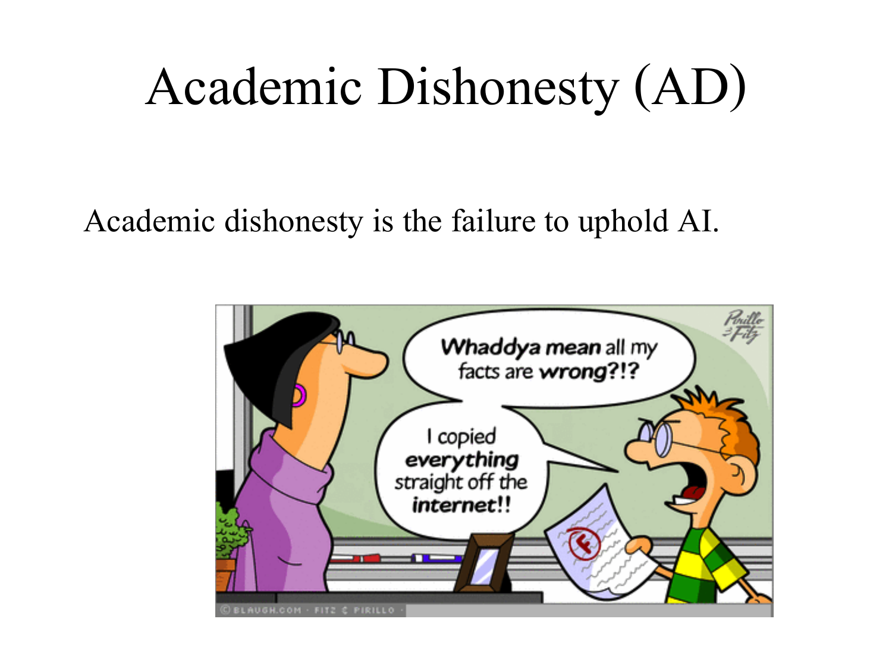# Academic Dishonesty (AD)

Academic dishonesty is the failure to uphold AI.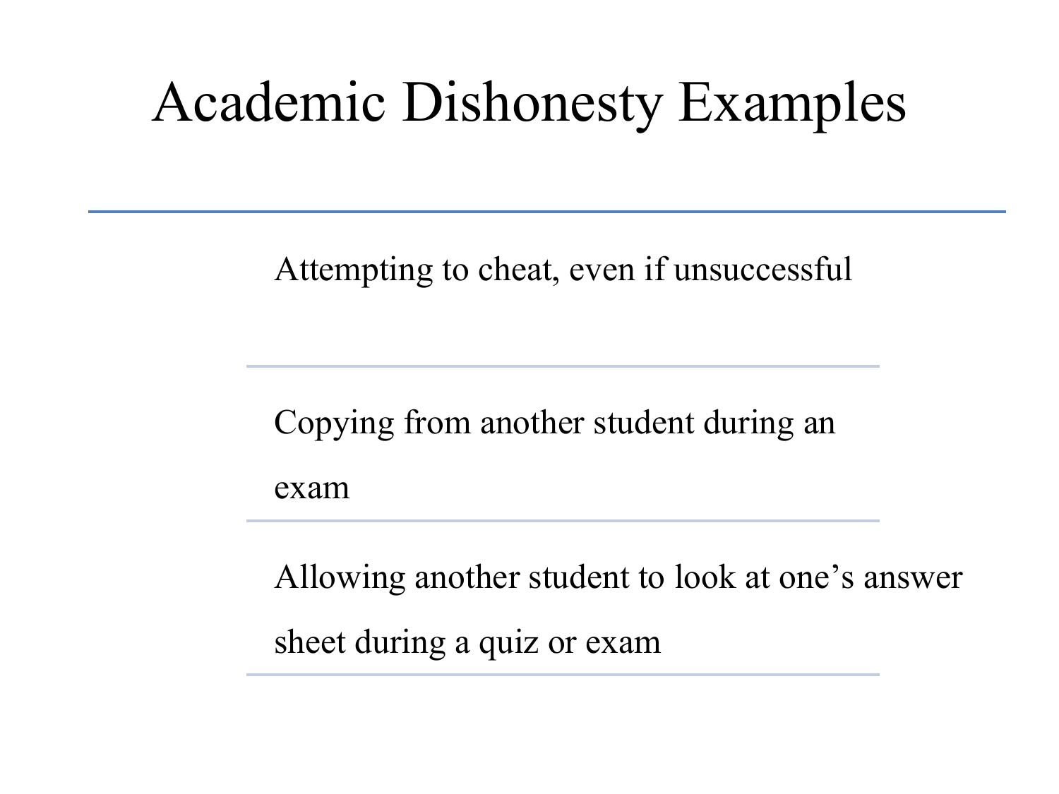# Academic Dishonesty Examples

Attempting to cheat, even if unsuccessful

Copying from another student during an exam

Allowing another student to look at one's answer sheet during a quiz or exam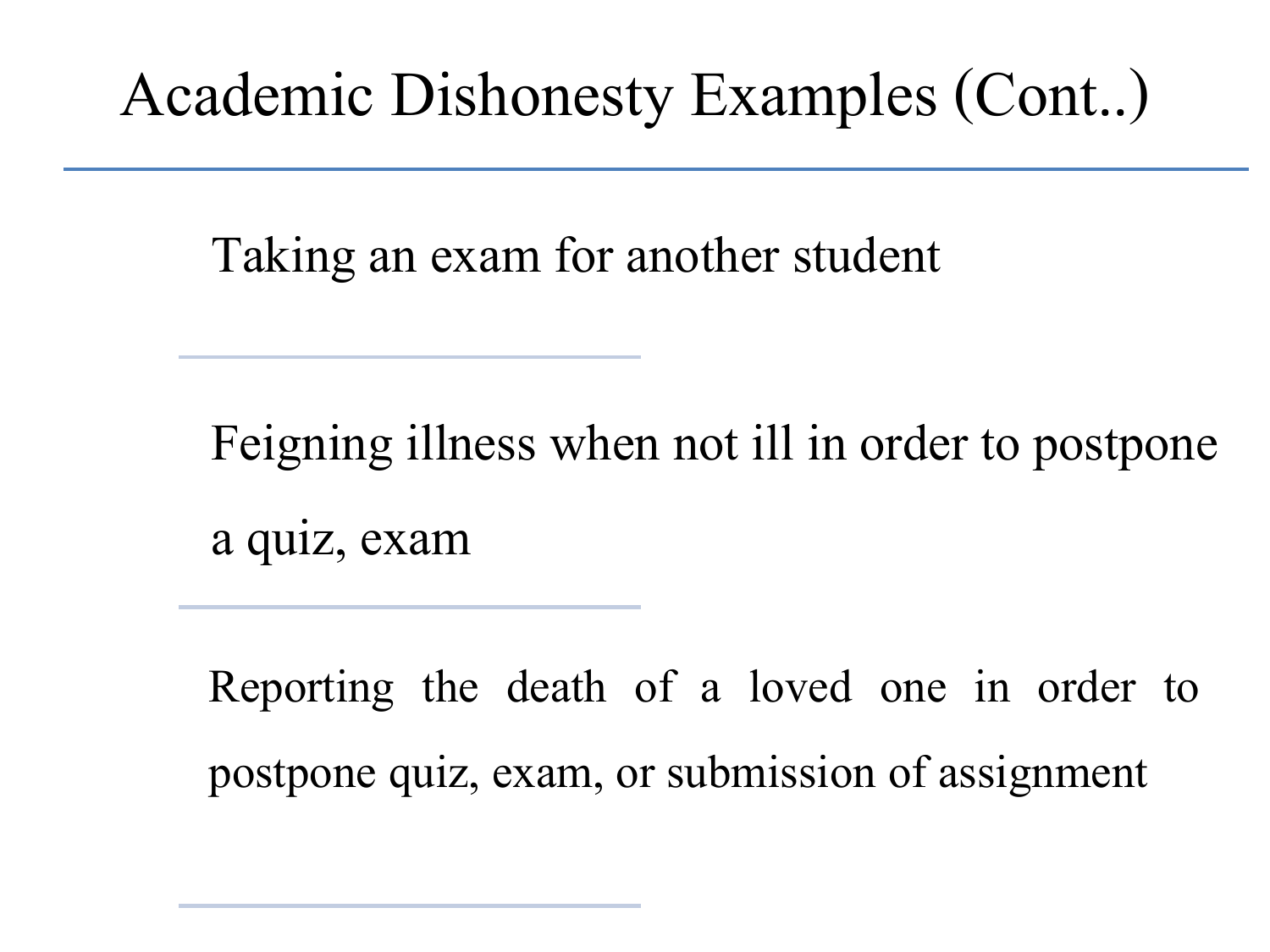# Academic Dishonesty Examples (Cont..)

- Taking an exam for another student

- Feigning illness when not ill in order to postpone a quiz, exam

- Reporting the death of a loved one in order to postpone quiz, exam, or submission of assignment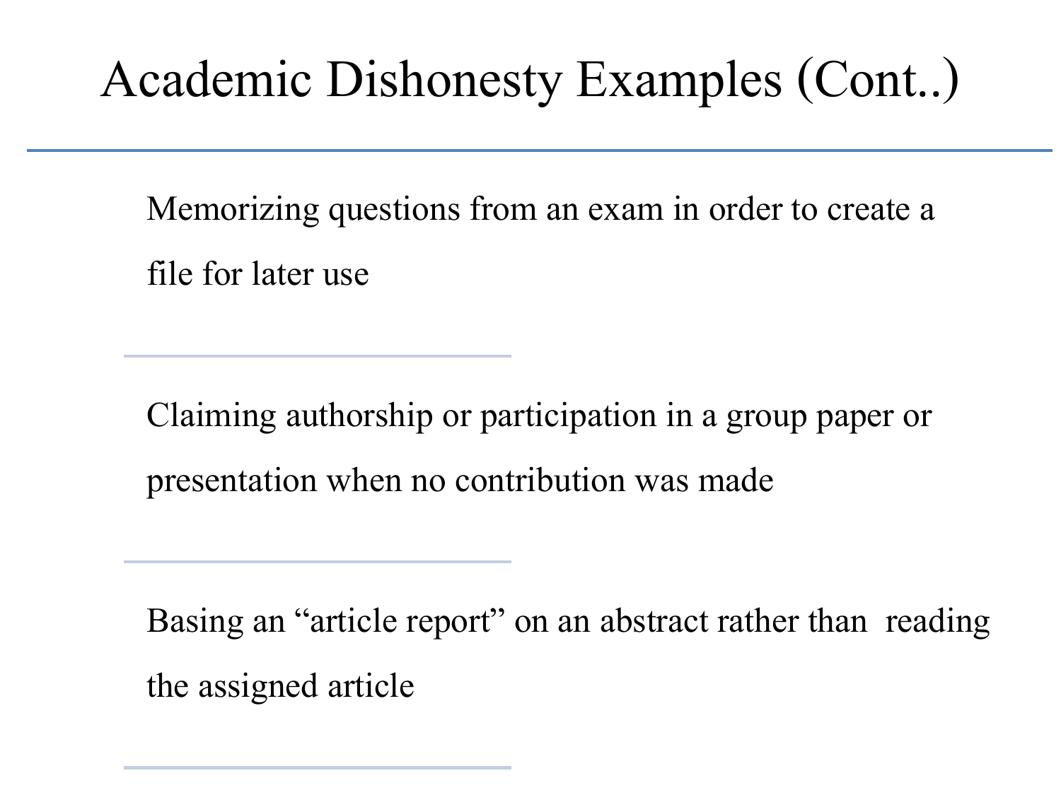# Academic Dishonesty Examples (Cont..)

Memorizing questions from an exam in order to create a file for later use

Claiming authorship or participation in a group paper or presentation when no contribution was made

Basing an "article report" on an abstract rather than reading the assigned article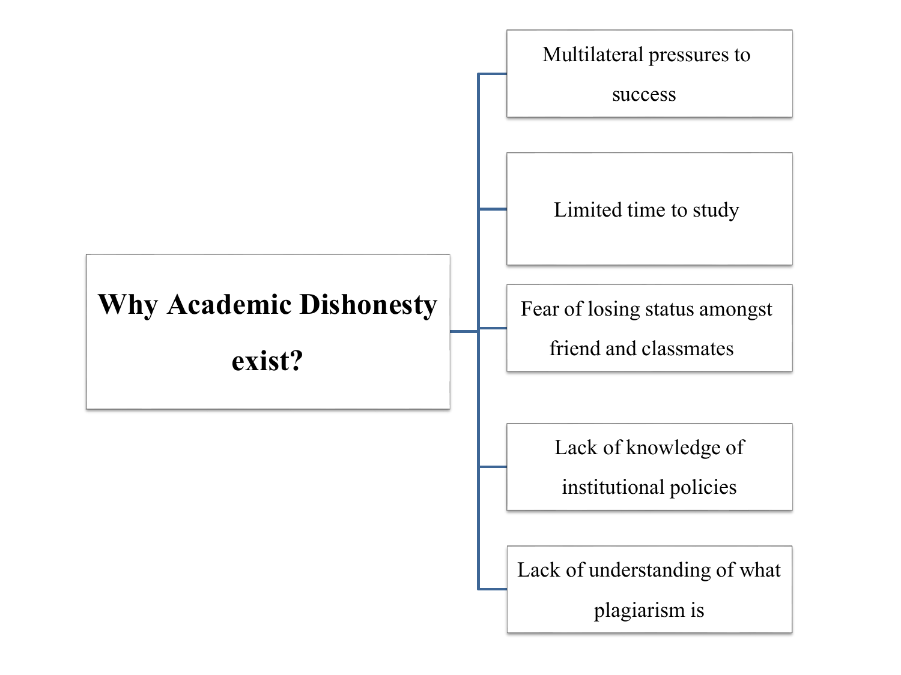**Why Academic Dishonesty exist?**

- Multilateral pressures to success
- Limited time to study
- Fear of losing status amongst friend and classmates
- Lack of knowledge of institutional policies
- Lack of understanding of what plagiarism is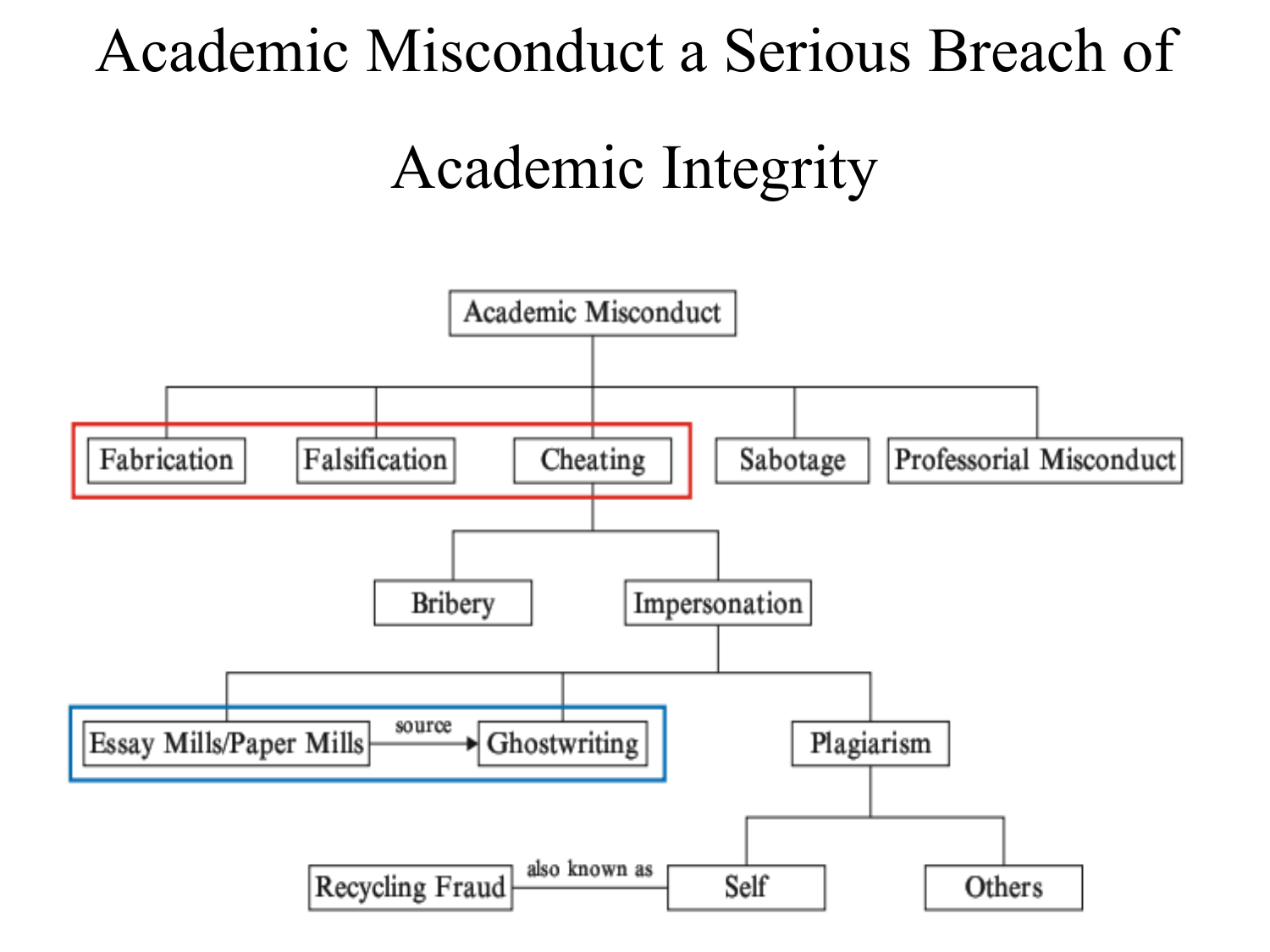# Academic Misconduct a Serious Breach of Academic Integrity

- Academic Misconduct
  - Fabrication
  - Falsification
  - Cheating
    - Bribery
    - Impersonation
      - Essay Mills/Paper Mills → (source) → Ghostwriting
      - Ghostwriting
      - Plagiarism
        - Self (also known as Recycling Fraud)
        - Others
  - Sabotage
  - Professorial Misconduct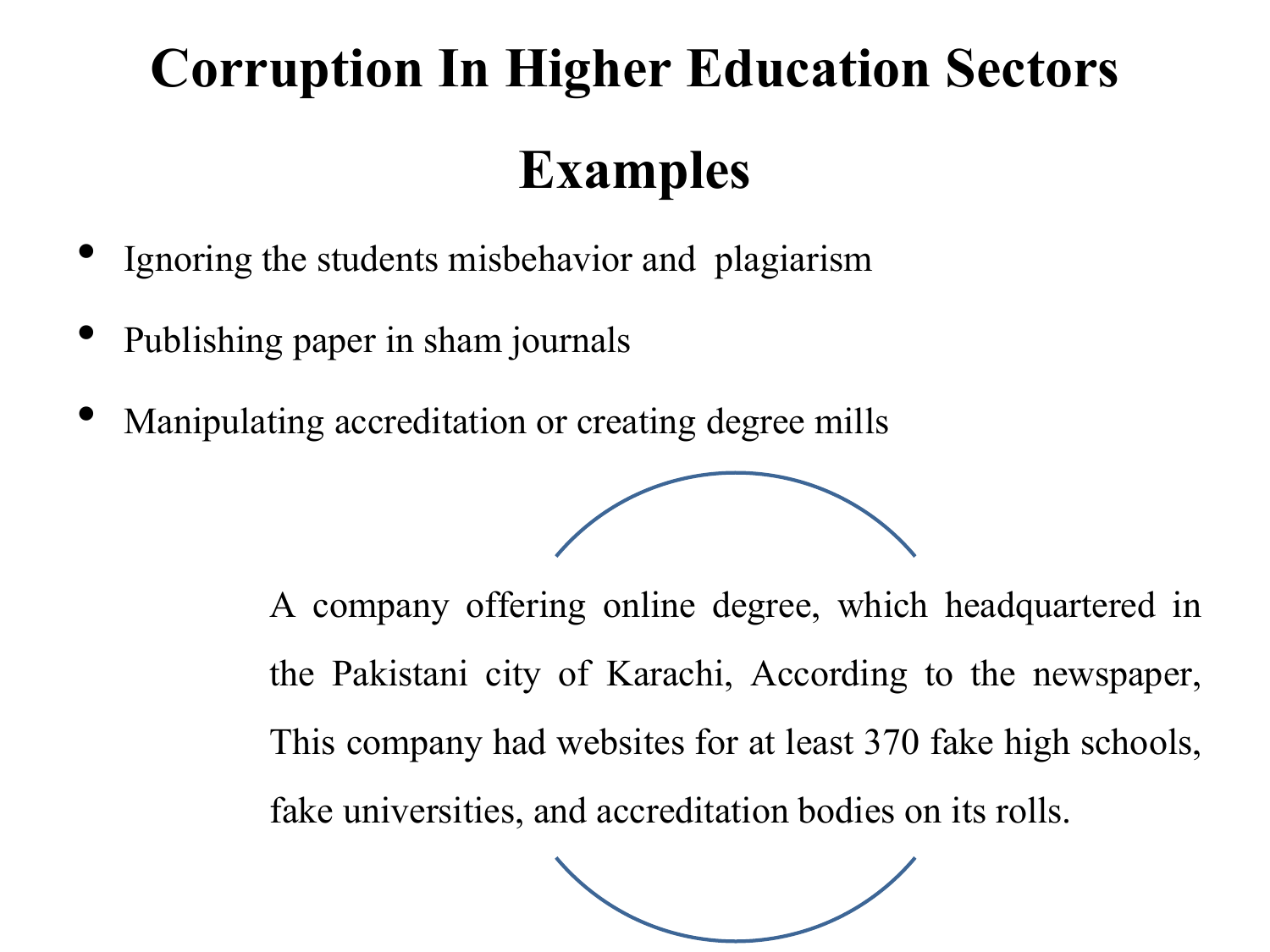# Corruption In Higher Education Sectors

## Examples

- Ignoring the students misbehavior and plagiarism
- Publishing paper in sham journals
- Manipulating accreditation or creating degree mills

A company offering online degree, which headquartered in the Pakistani city of Karachi, According to the newspaper, This company had websites for at least 370 fake high schools, fake universities, and accreditation bodies on its rolls.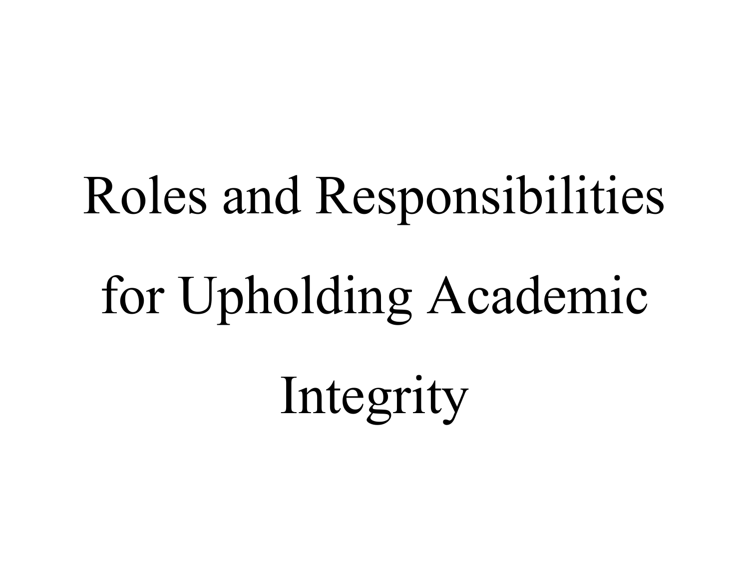# Roles and Responsibilities for Upholding Academic Integrity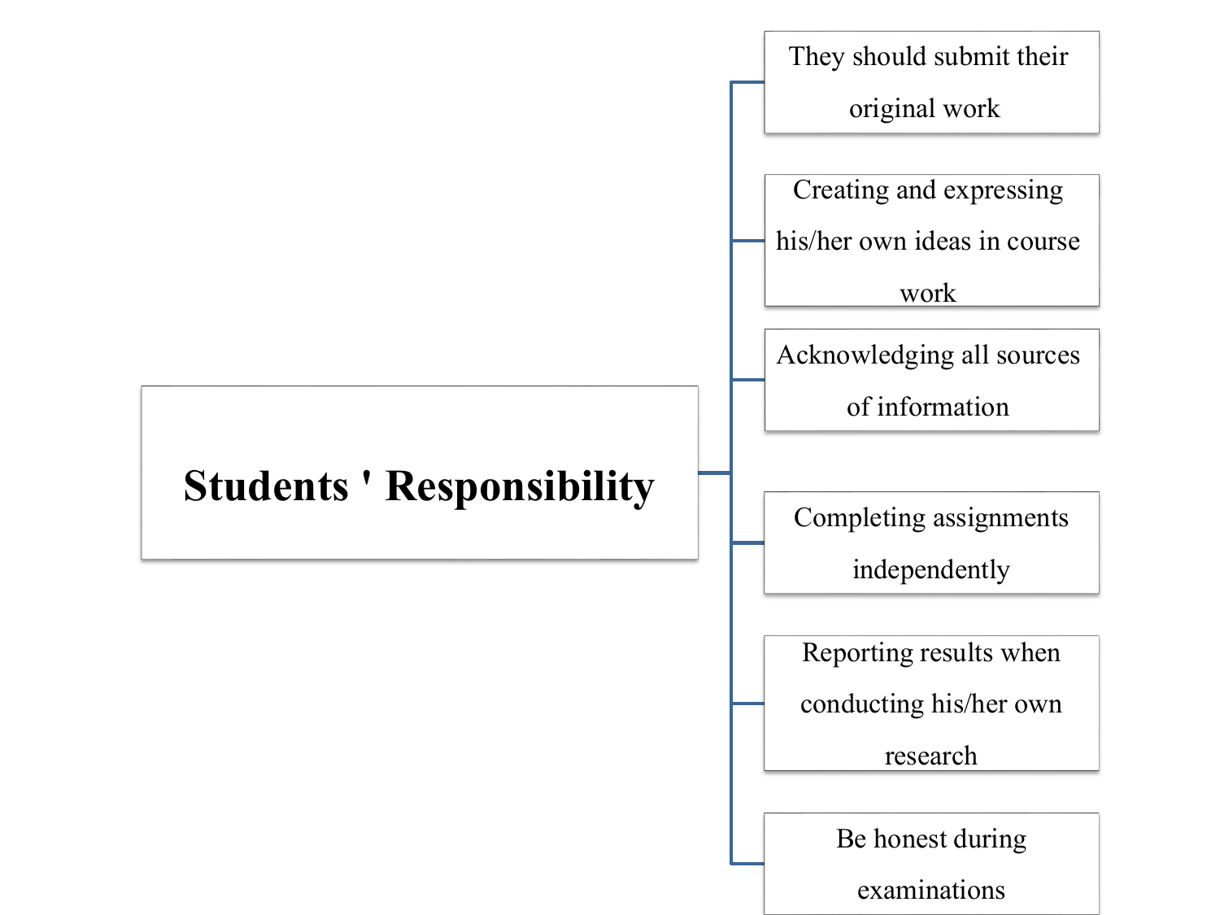**Students ' Responsibility**

- They should submit their original work
- Creating and expressing his/her own ideas in course work
- Acknowledging all sources of information
- Completing assignments independently
- Reporting results when conducting his/her own research
- Be honest during examinations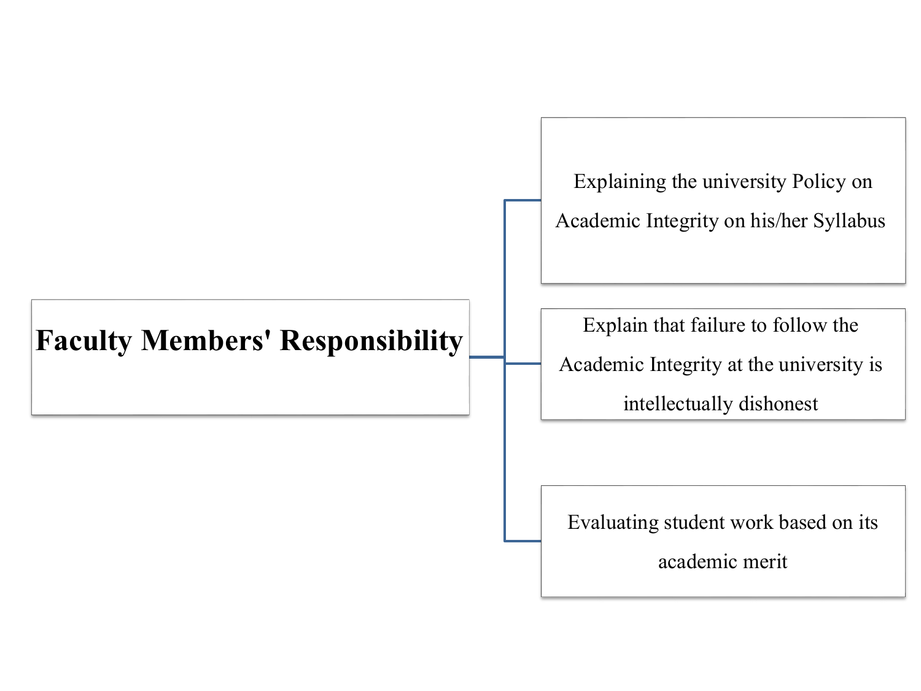**Faculty Members' Responsibility**

- Explaining the university Policy on Academic Integrity on his/her Syllabus
- Explain that failure to follow the Academic Integrity at the university is intellectually dishonest
- Evaluating student work based on its academic merit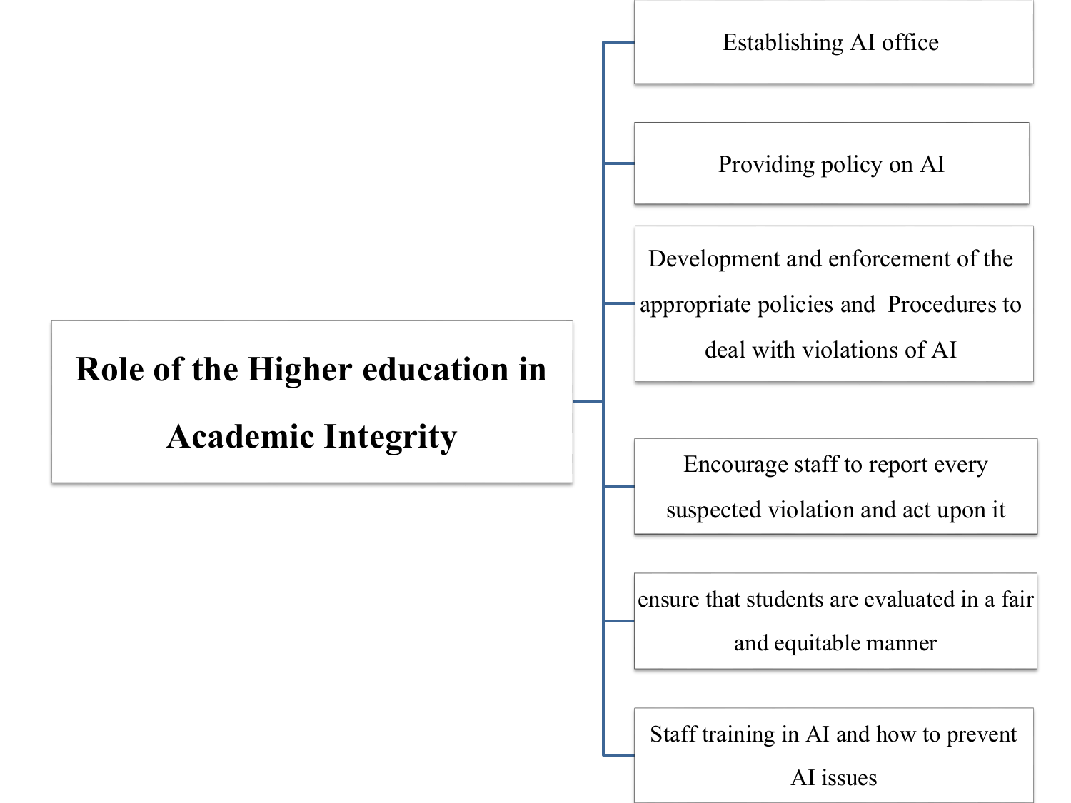**Role of the Higher education in Academic Integrity**

- Establishing AI office
- Providing policy on AI
- Development and enforcement of the appropriate policies and Procedures to deal with violations of AI
- Encourage staff to report every suspected violation and act upon it
- ensure that students are evaluated in a fair and equitable manner
- Staff training in AI and how to prevent AI issues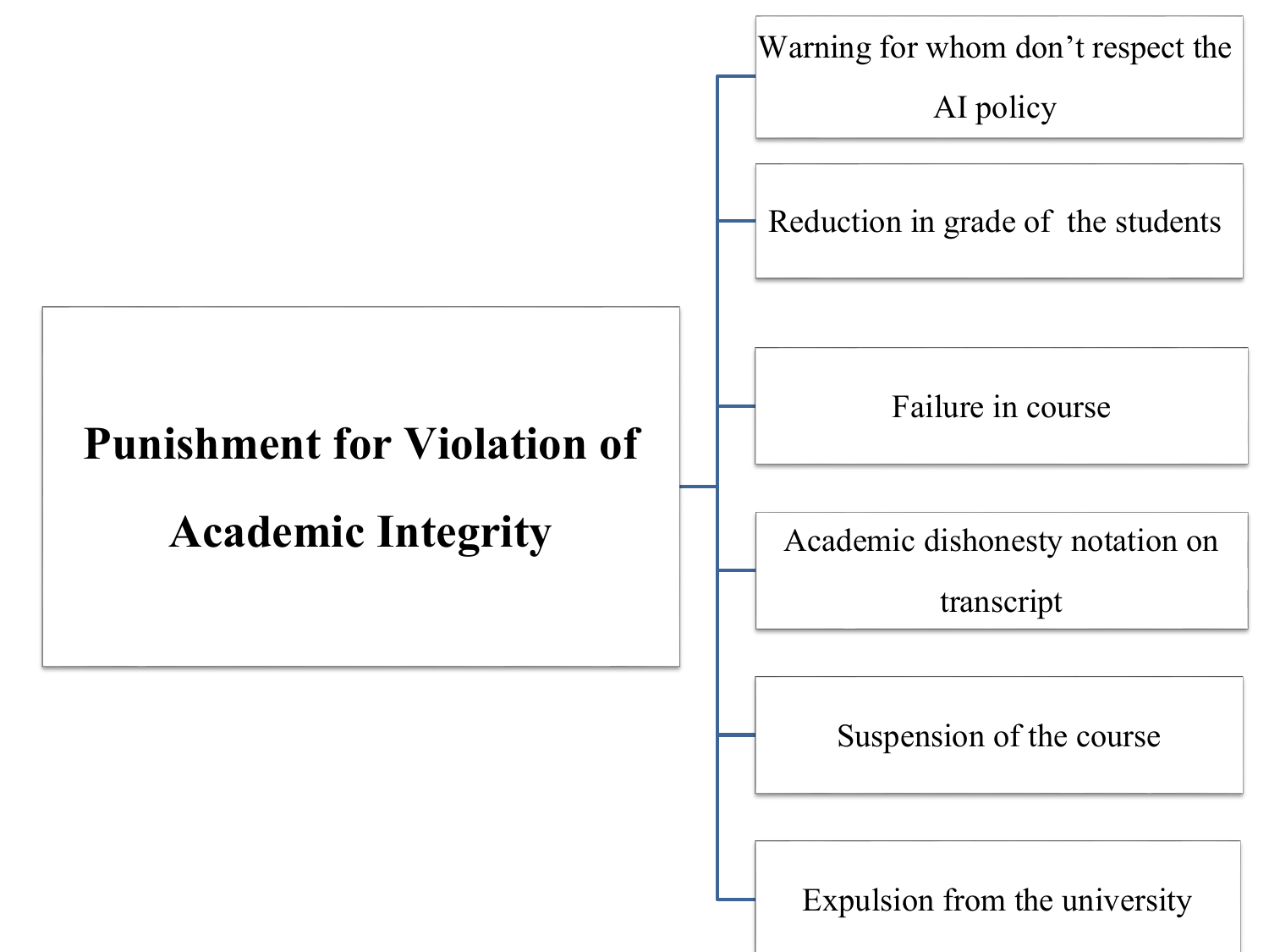**Punishment for Violation of Academic Integrity**

- Warning for whom don't respect the AI policy
- Reduction in grade of the students
- Failure in course
- Academic dishonesty notation on transcript
- Suspension of the course
- Expulsion from the university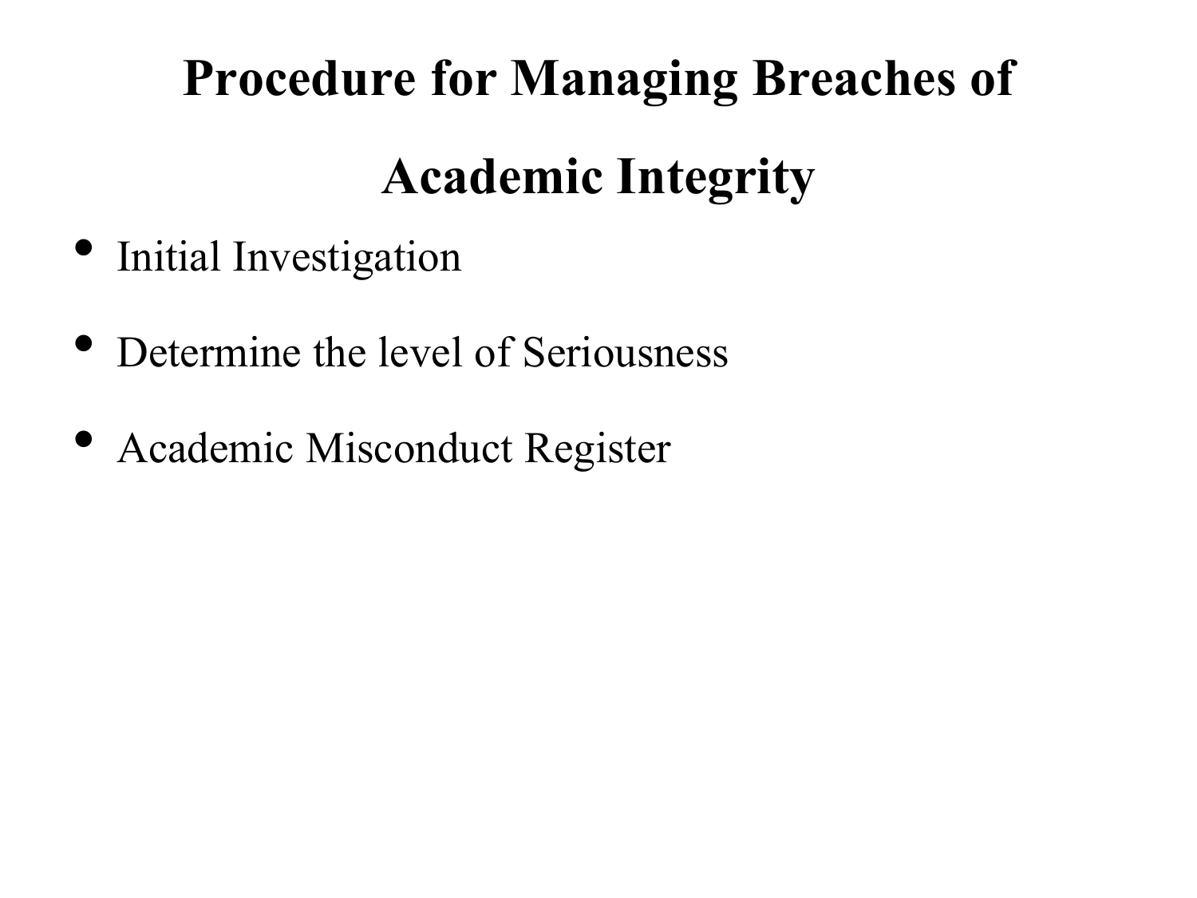# Procedure for Managing Breaches of Academic Integrity

- Initial Investigation
- Determine the level of Seriousness
- Academic Misconduct Register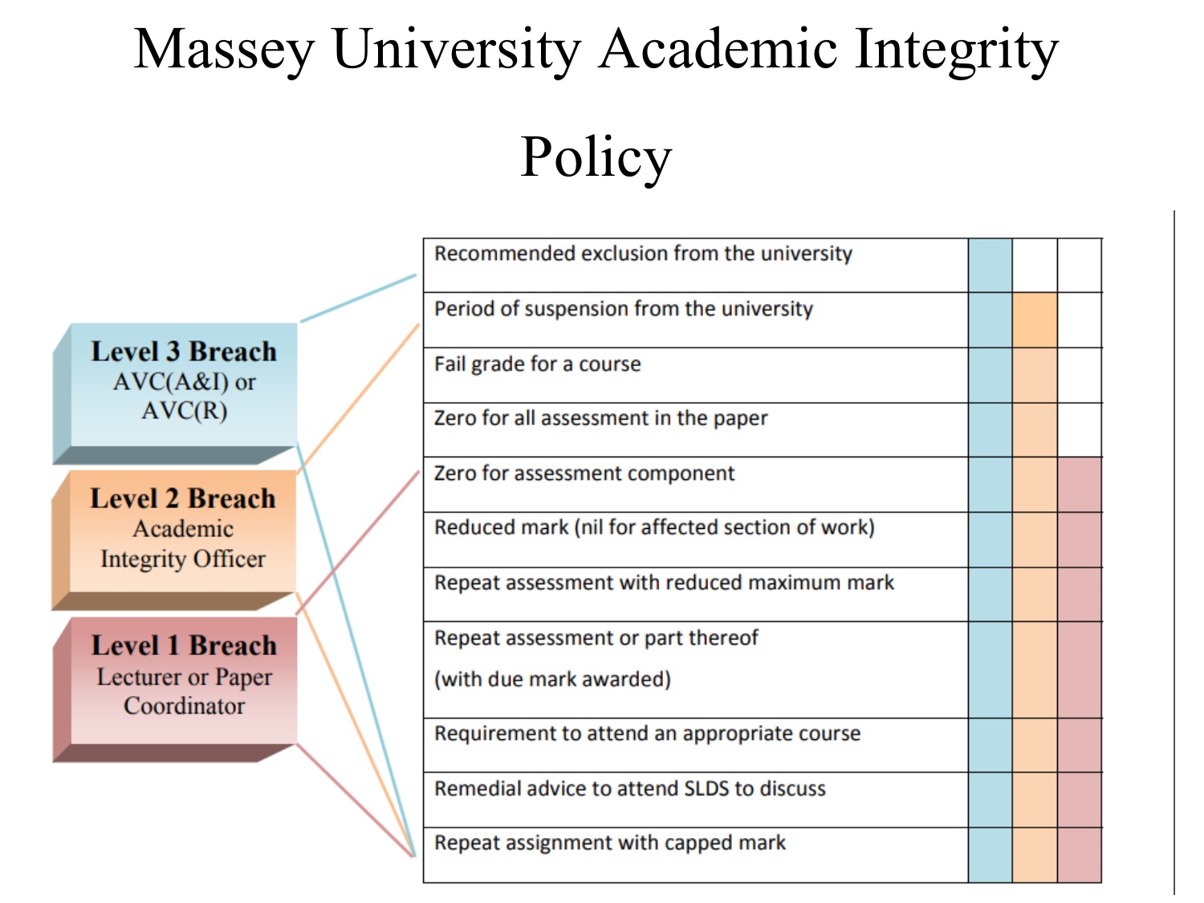# Massey University Academic Integrity Policy

**Level 3 Breach**
AVC(A&I) or AVC(R)

**Level 2 Breach**
Academic Integrity Officer

**Level 1 Breach**
Lecturer or Paper Coordinator

| Outcome | Level 3 | Level 2 | Level 1 |
|---|---|---|---|
| Recommended exclusion from the university | ✓ | | |
| Period of suspension from the university | ✓ | ✓ | |
| Fail grade for a course | ✓ | ✓ | |
| Zero for all assessment in the paper | ✓ | ✓ | |
| Zero for assessment component | ✓ | ✓ | ✓ |
| Reduced mark (nil for affected section of work) | ✓ | ✓ | ✓ |
| Repeat assessment with reduced maximum mark | ✓ | ✓ | ✓ |
| Repeat assessment or part thereof (with due mark awarded) | ✓ | ✓ | ✓ |
| Requirement to attend an appropriate course | ✓ | ✓ | ✓ |
| Remedial advice to attend SLDS to discuss | ✓ | ✓ | ✓ |
| Repeat assignment with capped mark | ✓ | ✓ | ✓ |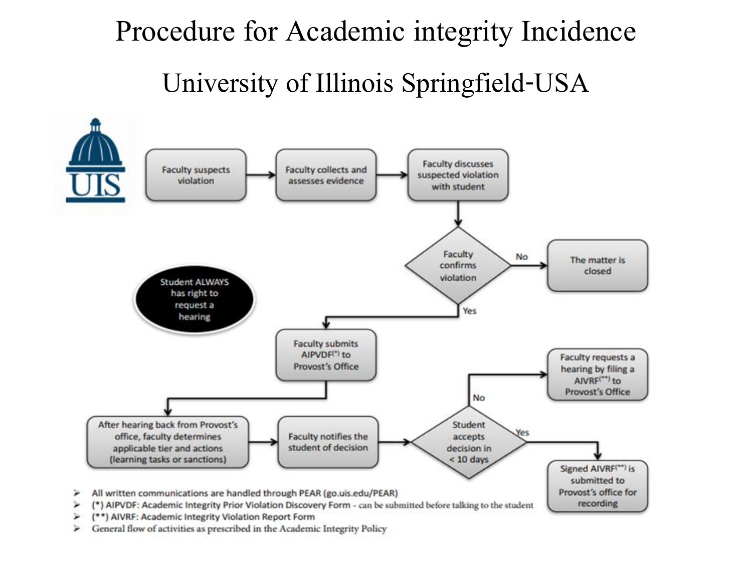# Procedure for Academic integrity Incidence

## University of Illinois Springfield-USA

UIS

Faculty suspects violation → Faculty collects and assesses evidence → Faculty discusses suspected violation with student → Faculty confirms violation

- No → The matter is closed
- Yes → Faculty submits AIPVDF(*) to Provost's Office → After hearing back from Provost's office, faculty determines applicable tier and actions (learning tasks or sanctions) → Faculty notifies the student of decision → Student accepts decision in < 10 days
  - No → Faculty requests a hearing by filing a AIVRF(**) to Provost's Office
  - Yes → Signed AIVRF(**) is submitted to Provost's office for recording

Student ALWAYS has right to request a hearing

- All written communications are handled through PEAR (go.uis.edu/PEAR)
- (*) AIPVDF: Academic Integrity Prior Violation Discovery Form - can be submitted before talking to the student
- (**) AIVRF: Academic Integrity Violation Report Form
- General flow of activities as prescribed in the Academic Integrity Policy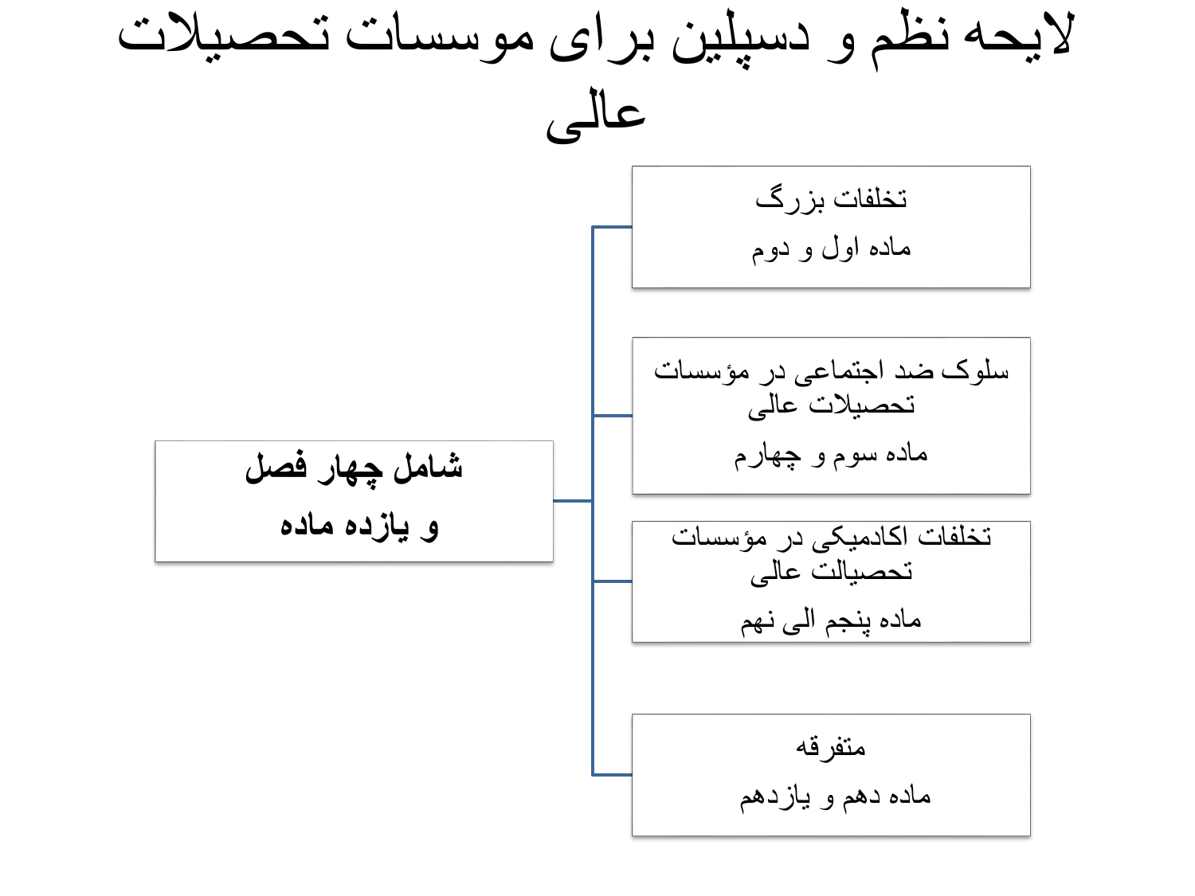# لایحه نظم و دسپلین برای موسسات تحصیلات عالی

**شامل چهار فصل**

**و یازده ماده**

- تخلفات بزرگ
  ماده اول و دوم
- سلوک ضد اجتماعی در مؤسسات تحصیلات عالی
  ماده سوم و چهارم
- تخلفات اکادمیکی در مؤسسات تحصیالت عالی
  ماده پنجم الی نهم
- متفرقه
  ماده دهم و یازدهم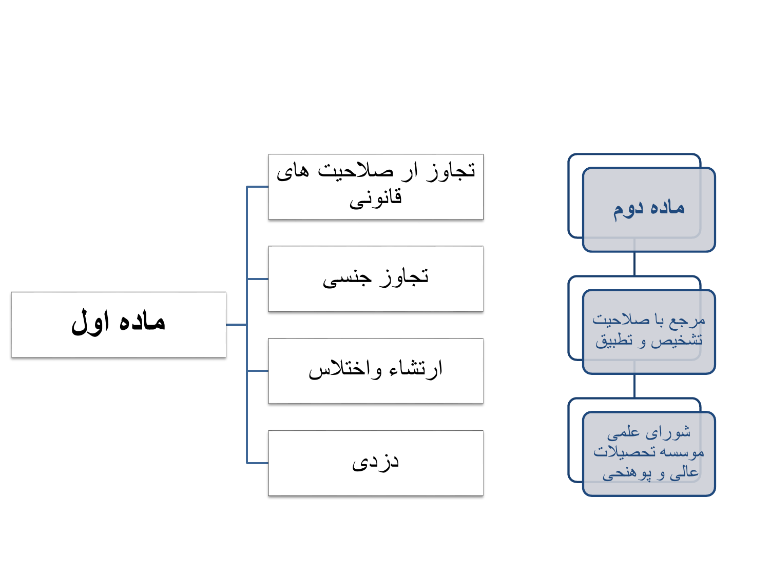**ماده اول**

- تجاوز ار صلاحیت های قانونی
- تجاوز جنسی
- ارتشاء واختلاس
- دزدی

**ماده دوم**

- مرجع با صلاحیت تشخیص و تطبیق
- شورای علمی موسسه تحصیلات عالی و پوهنحی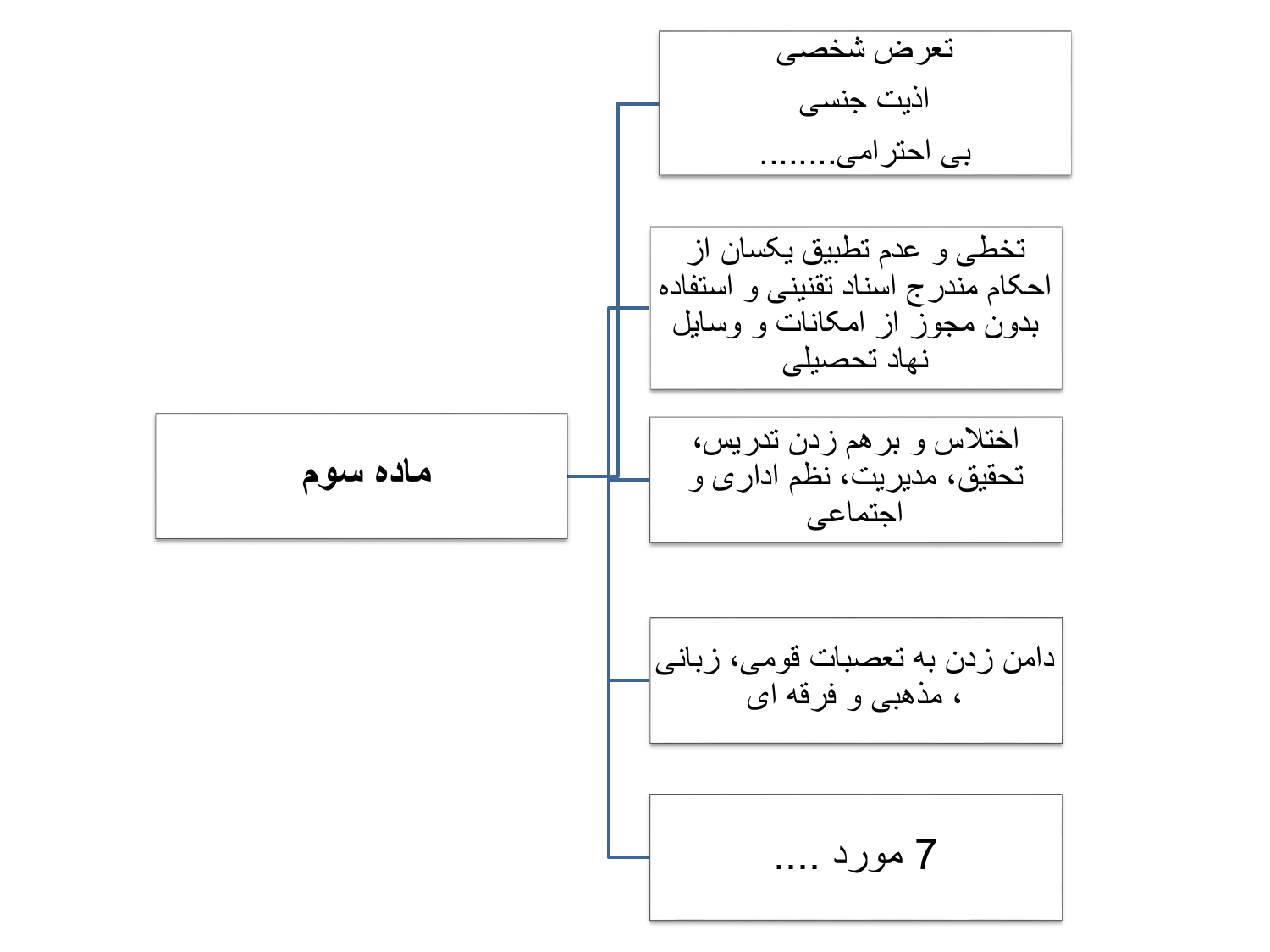**ماده سوم**

- تعرض شخصی
  اذیت جنسی
  بی احترامی........
- تخطی و عدم تطبیق یکسان از احکام مندرج اسناد تقنینی و استفاده بدون مجوز از امکانات و وسایل نهاد تحصیلی
- اختلاس و برهم زدن تدریس، تحقیق، مدیریت، نظم اداری و اجتماعی
- دامن زدن به تعصبات قومی، زبانی ، مذهبی و فرقه ای
- 7 مورد ....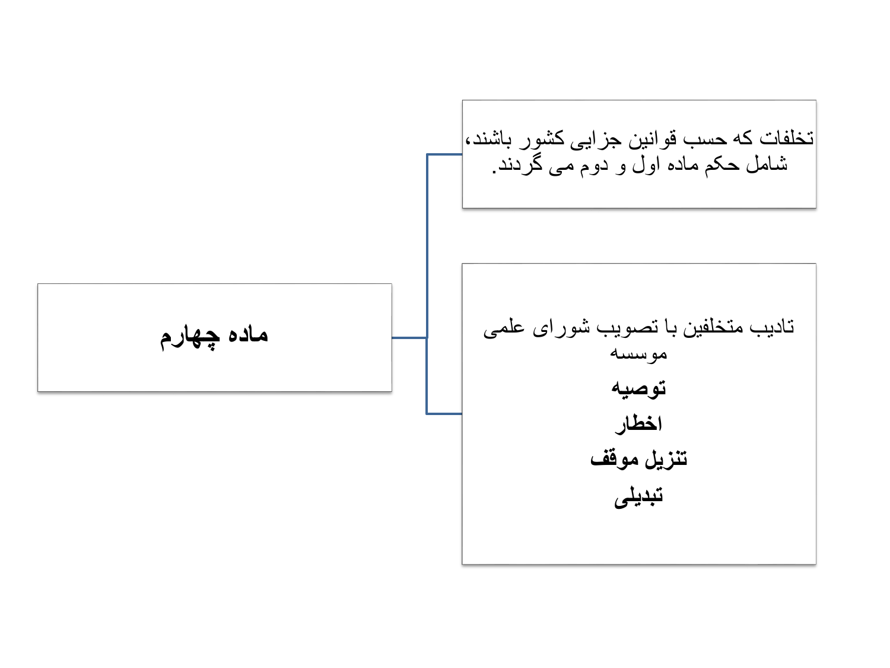## ماده چهارم

تخلفات که حسب قوانین جزایی کشور باشند، شامل حکم ماده اول و دوم می گردند.

تادیب متخلفین با تصویب شورای علمی موسسه

- **توصیه**
- **اخطار**
- **تنزیل موقف**
- **تبدیلی**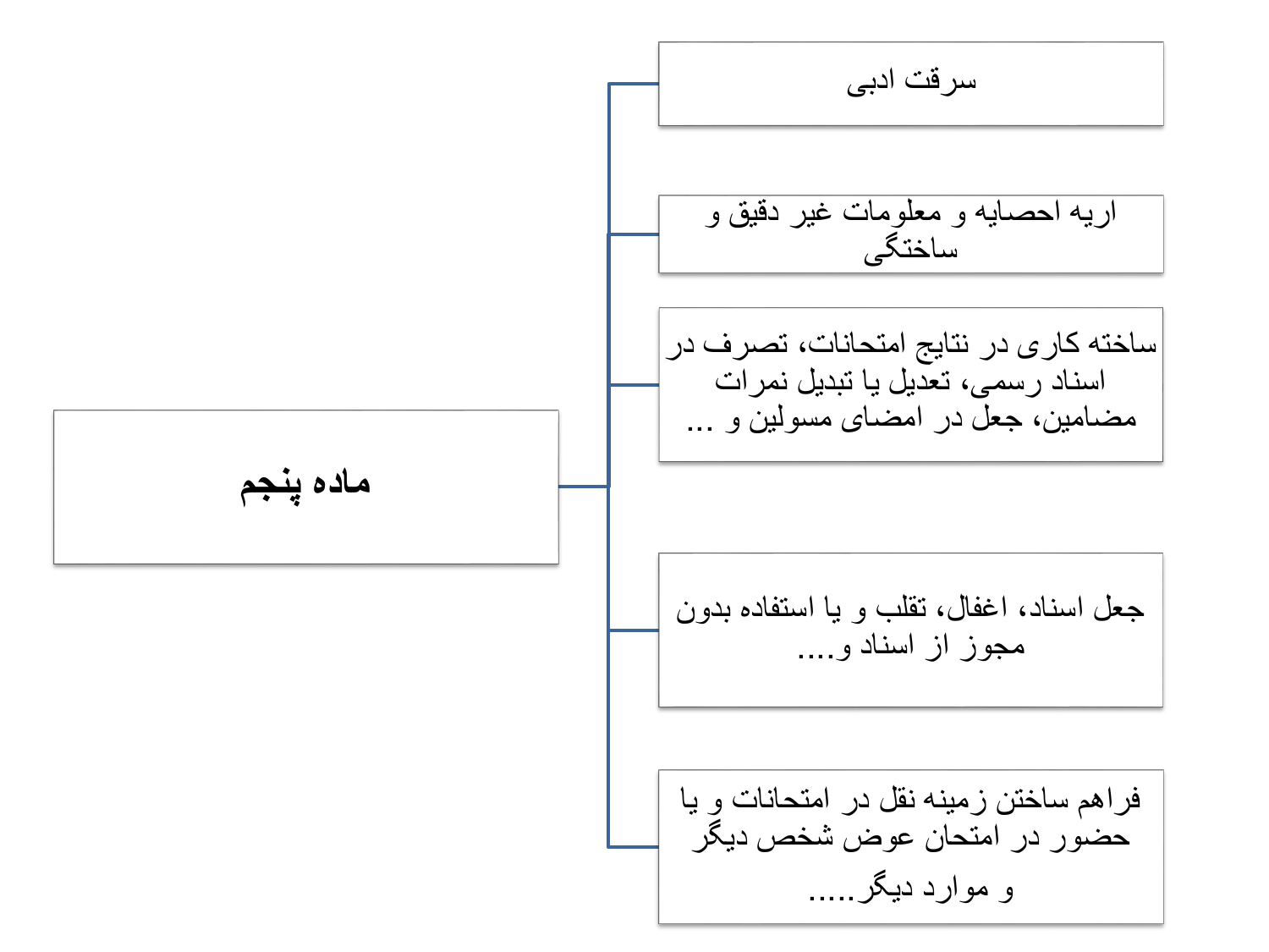## ماده پنجم

- سرقت ادبی
- اریه احصایه و معلومات غیر دقیق و ساختگی
- ساخته کاری در نتایج امتحانات، تصرف در اسناد رسمی، تعدیل یا تبدیل نمرات مضامین، جعل در امضای مسولین و ...
- جعل اسناد، اغفال، تقلب و یا استفاده بدون مجوز از اسناد و....
- فراهم ساختن زمینه نقل در امتحانات و یا حضور در امتحان عوض شخص دیگر و موارد دیگر.....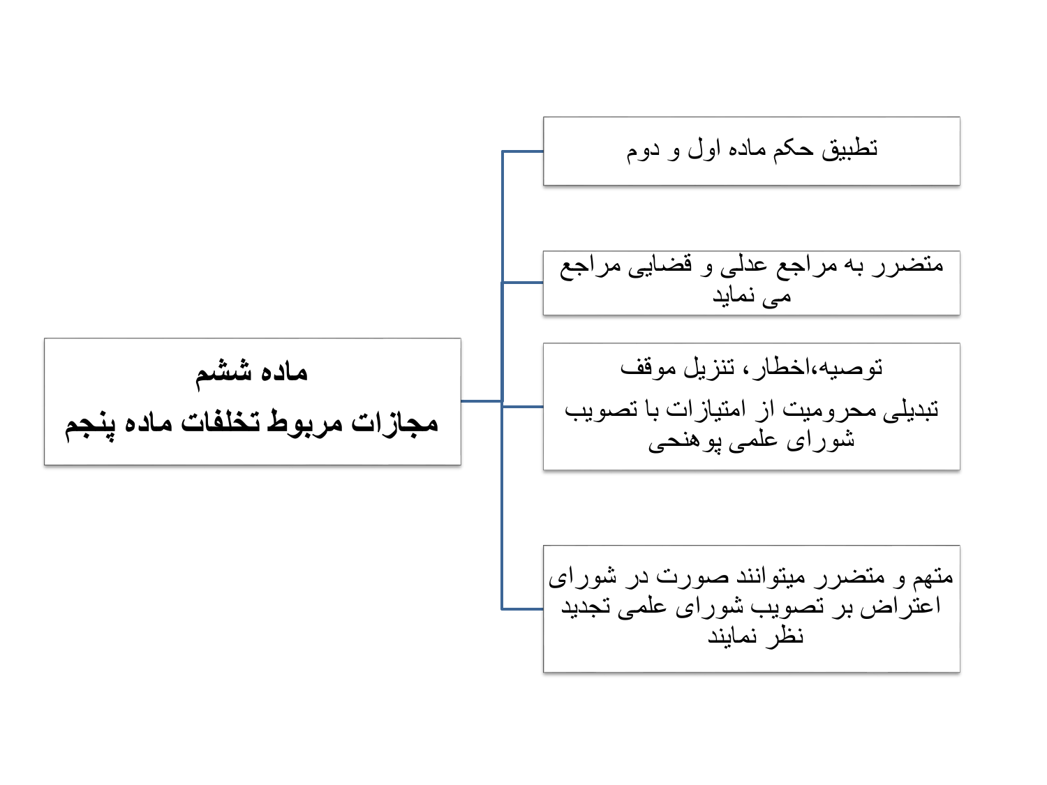**ماده ششم**

**مجازات مربوط تخلفات ماده پنجم**

- تطبیق حکم ماده اول و دوم
- متضرر به مراجع عدلی و قضایی مراجع می نماید
- توصیه،اخطار، تنزیل موقف
  تبدیلی محرومیت از امتیازات با تصویب شورای علمی پوهنحی
- متهم و متضرر میتوانند صورت در شورای اعتراض بر تصویب شورای علمی تجدید نظر نمایند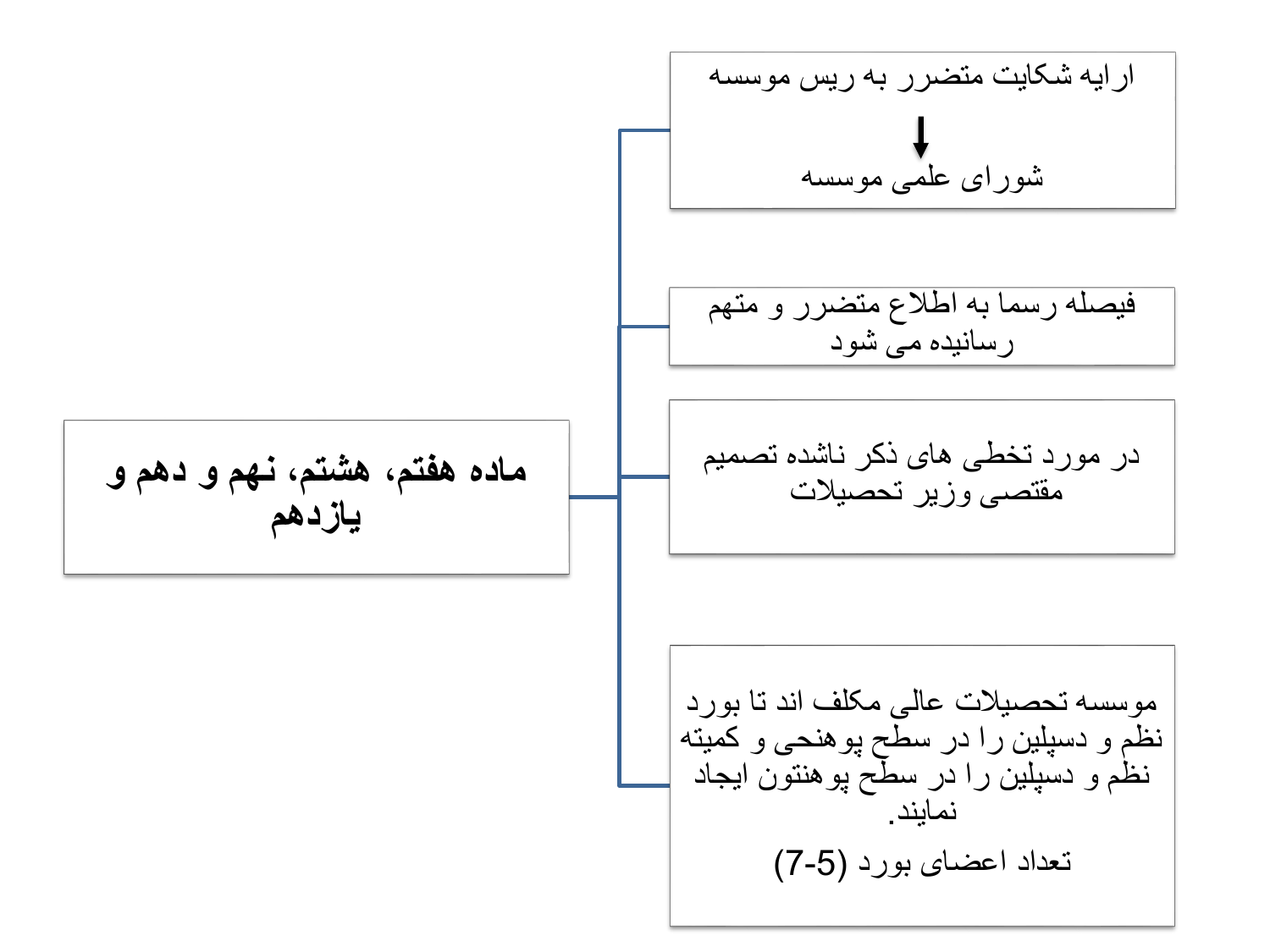## ماده هفتم، هشتم، نهم و دهم و یازدهم

- ارایه شکایت متضرر به ریس موسسه
  ↓
  شورای علمی موسسه

- فیصله رسما به اطلاع متضرر و متهم رسانیده می شود

- در مورد تخطی های ذکر ناشده تصمیم مقتصی وزیر تحصیلات

- موسسه تحصیلات عالی مکلف اند تا بورد نظم و دسپلین را در سطح پوهنحی و کمیته نظم و دسپلین را در سطح پوهنتون ایجاد نمایند.

  تعداد اعضای بورد (5-7)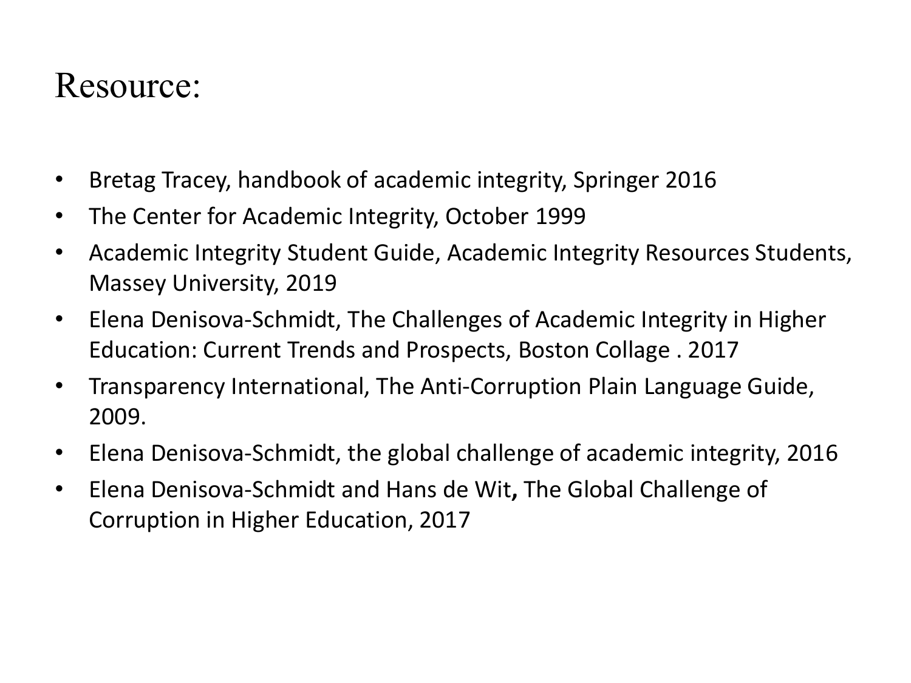# Resource:

- Bretag Tracey, handbook of academic integrity, Springer 2016
- The Center for Academic Integrity, October 1999
- Academic Integrity Student Guide, Academic Integrity Resources Students, Massey University, 2019
- Elena Denisova-Schmidt, The Challenges of Academic Integrity in Higher Education: Current Trends and Prospects, Boston Collage . 2017
- Transparency International, The Anti-Corruption Plain Language Guide, 2009.
- Elena Denisova-Schmidt, the global challenge of academic integrity, 2016
- Elena Denisova-Schmidt and Hans de Wit**,** The Global Challenge of Corruption in Higher Education, 2017